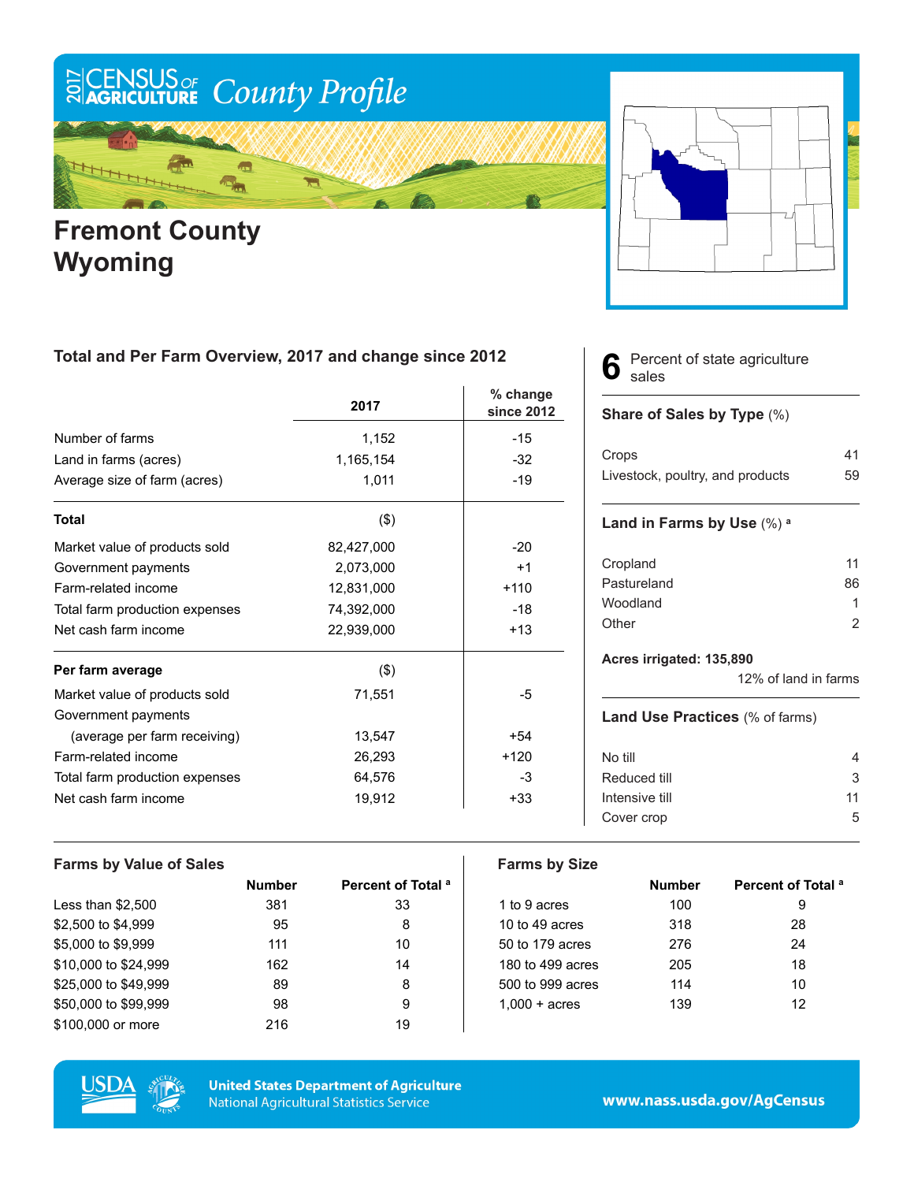# 2017 Census of Agriculture County Profile

# Fremont County Wyoming

## Total and Per Farm Overview, 2017 and change since 2012

| | 2017 | % change since 2012 |
|---|---|---|
| Number of farms | 1,152 | -15 |
| Land in farms (acres) | 1,165,154 | -32 |
| Average size of farm (acres) | 1,011 | -19 |
| **Total** | ($) | |
| Market value of products sold | 82,427,000 | -20 |
| Government payments | 2,073,000 | +1 |
| Farm-related income | 12,831,000 | +110 |
| Total farm production expenses | 74,392,000 | -18 |
| Net cash farm income | 22,939,000 | +13 |
| **Per farm average** | ($) | |
| Market value of products sold | 71,551 | -5 |
| Government payments (average per farm receiving) | 13,547 | +54 |
| Farm-related income | 26,293 | +120 |
| Total farm production expenses | 64,576 | -3 |
| Net cash farm income | 19,912 | +33 |

**6** Percent of state agriculture sales

### Share of Sales by Type (%)

| | |
|---|---|
| Crops | 41 |
| Livestock, poultry, and products | 59 |

### Land in Farms by Use (%) [a]

| | |
|---|---|
| Cropland | 11 |
| Pastureland | 86 |
| Woodland | 1 |
| Other | 2 |

**Acres irrigated: 135,890**

12% of land in farms

### Land Use Practices (% of farms)

| | |
|---|---|
| No till | 4 |
| Reduced till | 3 |
| Intensive till | 11 |
| Cover crop | 5 |

## Farms by Value of Sales

| | Number | Percent of Total [a] |
|---|---|---|
| Less than $2,500 | 381 | 33 |
| $2,500 to $4,999 | 95 | 8 |
| $5,000 to $9,999 | 111 | 10 |
| $10,000 to $24,999 | 162 | 14 |
| $25,000 to $49,999 | 89 | 8 |
| $50,000 to $99,999 | 98 | 9 |
| $100,000 or more | 216 | 19 |

## Farms by Size

| | Number | Percent of Total [a] |
|---|---|---|
| 1 to 9 acres | 100 | 9 |
| 10 to 49 acres | 318 | 28 |
| 50 to 179 acres | 276 | 24 |
| 180 to 499 acres | 205 | 18 |
| 500 to 999 acres | 114 | 10 |
| 1,000 + acres | 139 | 12 |

United States Department of Agriculture
National Agricultural Statistics Service

www.nass.usda.gov/AgCensus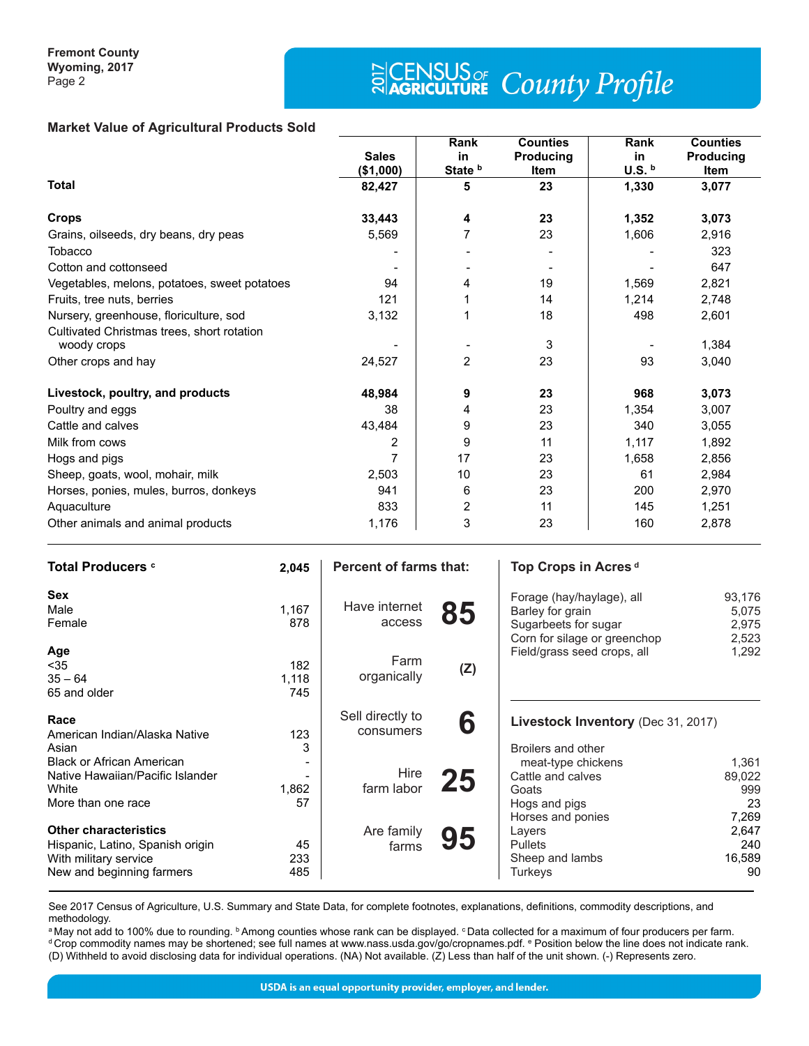Fremont County
Wyoming, 2017

2017 CENSUS OF AGRICULTURE *County Profile*

## Market Value of Agricultural Products Sold

| | Sales ($1,000) | Rank in State [b] | Counties Producing Item | Rank in U.S. [b] | Counties Producing Item |
|---|---|---|---|---|---|
| **Total** | **82,427** | **5** | **23** | **1,330** | **3,077** |
| **Crops** | **33,443** | **4** | **23** | **1,352** | **3,073** |
| Grains, oilseeds, dry beans, dry peas | 5,569 | 7 | 23 | 1,606 | 2,916 |
| Tobacco | - | - | - | - | 323 |
| Cotton and cottonseed | - | - | - | - | 647 |
| Vegetables, melons, potatoes, sweet potatoes | 94 | 4 | 19 | 1,569 | 2,821 |
| Fruits, tree nuts, berries | 121 | 1 | 14 | 1,214 | 2,748 |
| Nursery, greenhouse, floriculture, sod | 3,132 | 1 | 18 | 498 | 2,601 |
| Cultivated Christmas trees, short rotation woody crops | - | - | 3 | - | 1,384 |
| Other crops and hay | 24,527 | 2 | 23 | 93 | 3,040 |
| **Livestock, poultry, and products** | **48,984** | **9** | **23** | **968** | **3,073** |
| Poultry and eggs | 38 | 4 | 23 | 1,354 | 3,007 |
| Cattle and calves | 43,484 | 9 | 23 | 340 | 3,055 |
| Milk from cows | 2 | 9 | 11 | 1,117 | 1,892 |
| Hogs and pigs | 7 | 17 | 23 | 1,658 | 2,856 |
| Sheep, goats, wool, mohair, milk | 2,503 | 10 | 23 | 61 | 2,984 |
| Horses, ponies, mules, burros, donkeys | 941 | 6 | 23 | 200 | 2,970 |
| Aquaculture | 833 | 2 | 11 | 145 | 1,251 |
| Other animals and animal products | 1,176 | 3 | 23 | 160 | 2,878 |

## Total Producers [c] 2,045

| | |
|---|---|
| **Sex** | |
| Male | 1,167 |
| Female | 878 |
| **Age** | |
| <35 | 182 |
| 35 – 64 | 1,118 |
| 65 and older | 745 |
| **Race** | |
| American Indian/Alaska Native | 123 |
| Asian | 3 |
| Black or African American | - |
| Native Hawaiian/Pacific Islander | - |
| White | 1,862 |
| More than one race | 57 |
| **Other characteristics** | |
| Hispanic, Latino, Spanish origin | 45 |
| With military service | 233 |
| New and beginning farmers | 485 |

## Percent of farms that:

| | |
|---|---|
| Have internet access | 85 |
| Farm organically | (Z) |
| Sell directly to consumers | 6 |
| Hire farm labor | 25 |
| Are family farms | 95 |

## Top Crops in Acres [d]

| | |
|---|---|
| Forage (hay/haylage), all | 93,176 |
| Barley for grain | 5,075 |
| Sugarbeets for sugar | 2,975 |
| Corn for silage or greenchop | 2,523 |
| Field/grass seed crops, all | 1,292 |

## Livestock Inventory (Dec 31, 2017)

| | |
|---|---|
| Broilers and other meat-type chickens | 1,361 |
| Cattle and calves | 89,022 |
| Goats | 999 |
| Hogs and pigs | 23 |
| Horses and ponies | 7,269 |
| Layers | 2,647 |
| Pullets | 240 |
| Sheep and lambs | 16,589 |
| Turkeys | 90 |

See 2017 Census of Agriculture, U.S. Summary and State Data, for complete footnotes, explanations, definitions, commodity descriptions, and methodology.

[a] May not add to 100% due to rounding. [b] Among counties whose rank can be displayed. [c] Data collected for a maximum of four producers per farm. [d] Crop commodity names may be shortened; see full names at www.nass.usda.gov/go/cropnames.pdf. [e] Position below the line does not indicate rank. (D) Withheld to avoid disclosing data for individual operations. (NA) Not available. (Z) Less than half of the unit shown. (-) Represents zero.

USDA is an equal opportunity provider, employer, and lender.